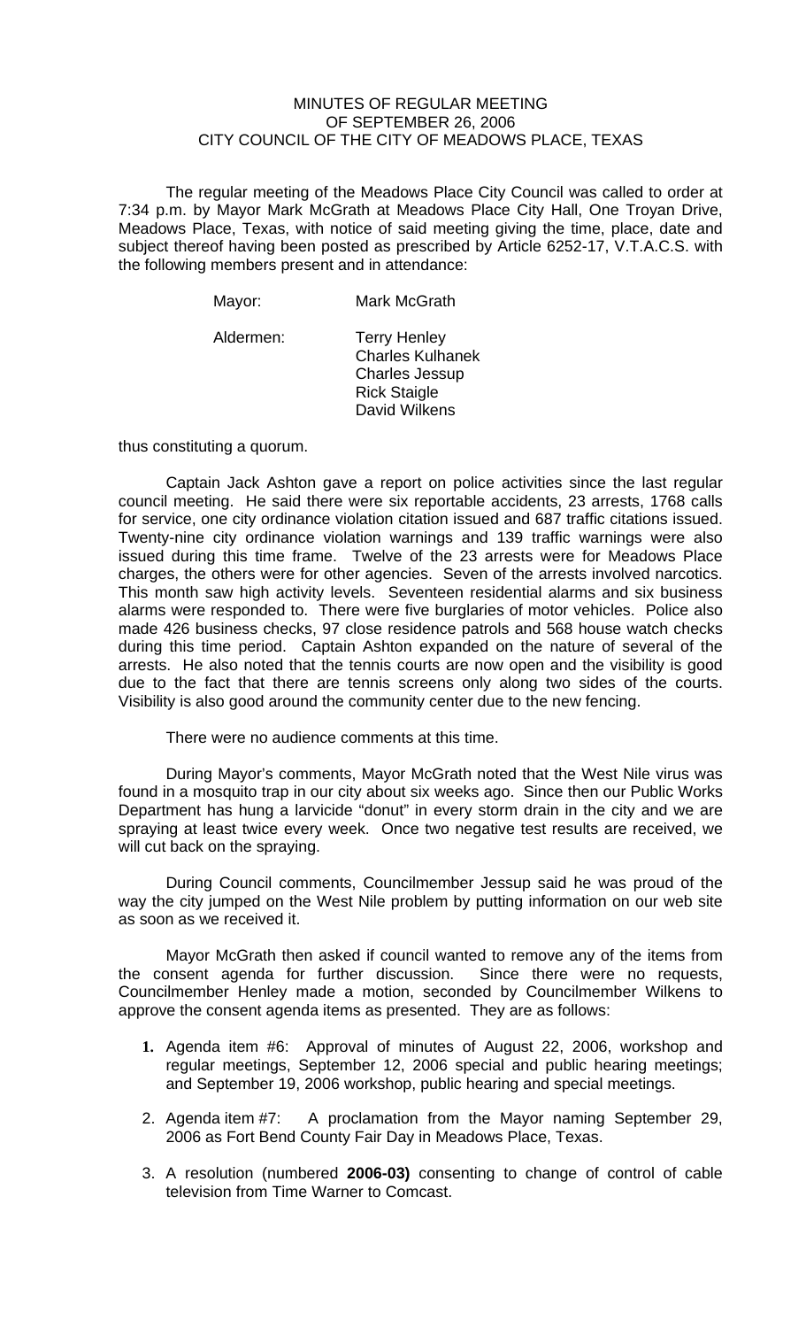MINUTES OF REGULAR MEETING
OF SEPTEMBER 26, 2006
CITY COUNCIL OF THE CITY OF MEADOWS PLACE, TEXAS

The regular meeting of the Meadows Place City Council was called to order at 7:34 p.m. by Mayor Mark McGrath at Meadows Place City Hall, One Troyan Drive, Meadows Place, Texas, with notice of said meeting giving the time, place, date and subject thereof having been posted as prescribed by Article 6252-17, V.T.A.C.S. with the following members present and in attendance:

Mayor: Mark McGrath

Aldermen: Terry Henley
Charles Kulhanek
Charles Jessup
Rick Staigle
David Wilkens

thus constituting a quorum.

Captain Jack Ashton gave a report on police activities since the last regular council meeting. He said there were six reportable accidents, 23 arrests, 1768 calls for service, one city ordinance violation citation issued and 687 traffic citations issued. Twenty-nine city ordinance violation warnings and 139 traffic warnings were also issued during this time frame. Twelve of the 23 arrests were for Meadows Place charges, the others were for other agencies. Seven of the arrests involved narcotics. This month saw high activity levels. Seventeen residential alarms and six business alarms were responded to. There were five burglaries of motor vehicles. Police also made 426 business checks, 97 close residence patrols and 568 house watch checks during this time period. Captain Ashton expanded on the nature of several of the arrests. He also noted that the tennis courts are now open and the visibility is good due to the fact that there are tennis screens only along two sides of the courts. Visibility is also good around the community center due to the new fencing.

There were no audience comments at this time.

During Mayor's comments, Mayor McGrath noted that the West Nile virus was found in a mosquito trap in our city about six weeks ago. Since then our Public Works Department has hung a larvicide "donut" in every storm drain in the city and we are spraying at least twice every week. Once two negative test results are received, we will cut back on the spraying.

During Council comments, Councilmember Jessup said he was proud of the way the city jumped on the West Nile problem by putting information on our web site as soon as we received it.

Mayor McGrath then asked if council wanted to remove any of the items from the consent agenda for further discussion. Since there were no requests, Councilmember Henley made a motion, seconded by Councilmember Wilkens to approve the consent agenda items as presented. They are as follows:

1. Agenda item #6: Approval of minutes of August 22, 2006, workshop and regular meetings, September 12, 2006 special and public hearing meetings; and September 19, 2006 workshop, public hearing and special meetings.
2. Agenda item #7: A proclamation from the Mayor naming September 29, 2006 as Fort Bend County Fair Day in Meadows Place, Texas.
3. A resolution (numbered **2006-03)** consenting to change of control of cable television from Time Warner to Comcast.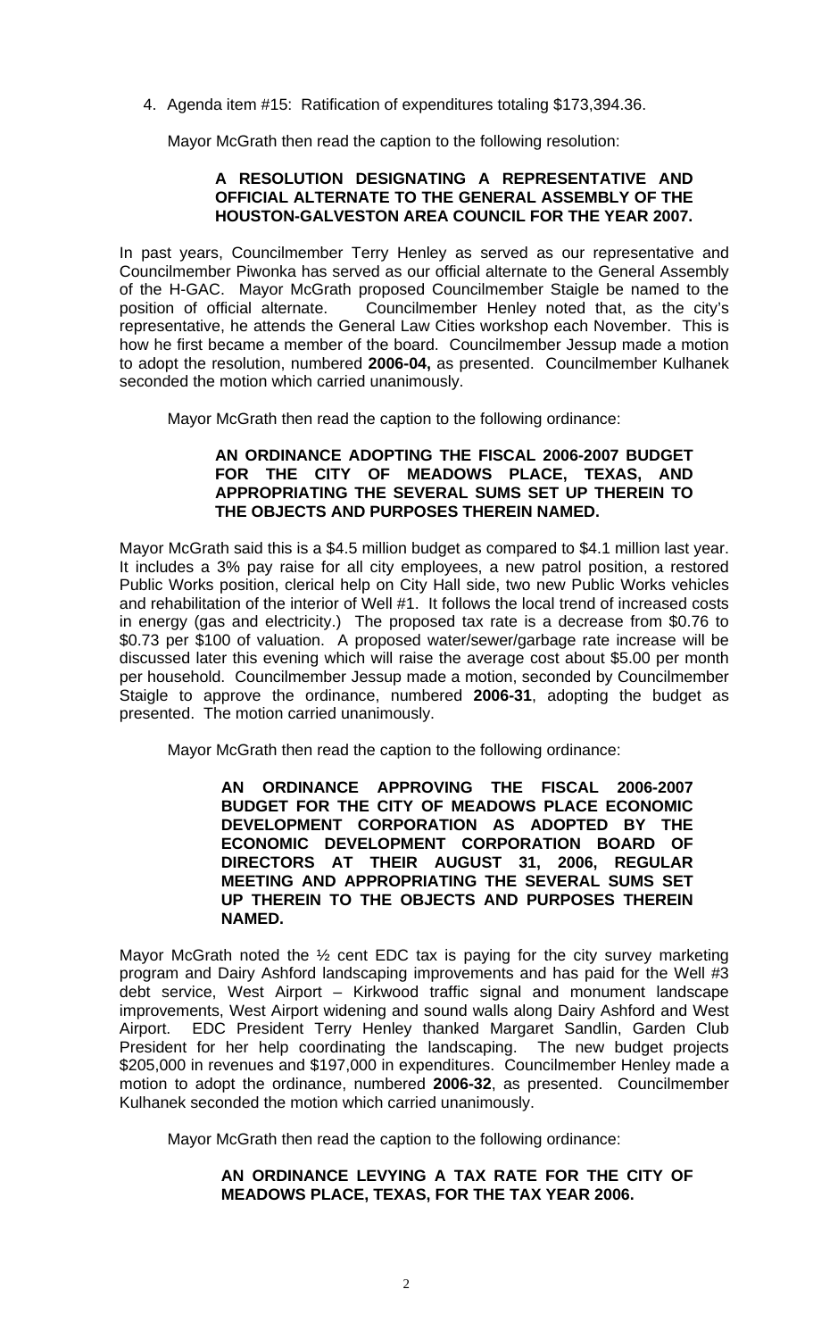4. Agenda item #15: Ratification of expenditures totaling $173,394.36.

Mayor McGrath then read the caption to the following resolution:

**A RESOLUTION DESIGNATING A REPRESENTATIVE AND OFFICIAL ALTERNATE TO THE GENERAL ASSEMBLY OF THE HOUSTON-GALVESTON AREA COUNCIL FOR THE YEAR 2007.**

In past years, Councilmember Terry Henley as served as our representative and Councilmember Piwonka has served as our official alternate to the General Assembly of the H-GAC. Mayor McGrath proposed Councilmember Staigle be named to the position of official alternate. Councilmember Henley noted that, as the city's representative, he attends the General Law Cities workshop each November. This is how he first became a member of the board. Councilmember Jessup made a motion to adopt the resolution, numbered **2006-04,** as presented. Councilmember Kulhanek seconded the motion which carried unanimously.

Mayor McGrath then read the caption to the following ordinance:

**AN ORDINANCE ADOPTING THE FISCAL 2006-2007 BUDGET FOR THE CITY OF MEADOWS PLACE, TEXAS, AND APPROPRIATING THE SEVERAL SUMS SET UP THEREIN TO THE OBJECTS AND PURPOSES THEREIN NAMED.**

Mayor McGrath said this is a $4.5 million budget as compared to $4.1 million last year. It includes a 3% pay raise for all city employees, a new patrol position, a restored Public Works position, clerical help on City Hall side, two new Public Works vehicles and rehabilitation of the interior of Well #1. It follows the local trend of increased costs in energy (gas and electricity.) The proposed tax rate is a decrease from $0.76 to $0.73 per $100 of valuation. A proposed water/sewer/garbage rate increase will be discussed later this evening which will raise the average cost about $5.00 per month per household. Councilmember Jessup made a motion, seconded by Councilmember Staigle to approve the ordinance, numbered **2006-31**, adopting the budget as presented. The motion carried unanimously.

Mayor McGrath then read the caption to the following ordinance:

**AN ORDINANCE APPROVING THE FISCAL 2006-2007 BUDGET FOR THE CITY OF MEADOWS PLACE ECONOMIC DEVELOPMENT CORPORATION AS ADOPTED BY THE ECONOMIC DEVELOPMENT CORPORATION BOARD OF DIRECTORS AT THEIR AUGUST 31, 2006, REGULAR MEETING AND APPROPRIATING THE SEVERAL SUMS SET UP THEREIN TO THE OBJECTS AND PURPOSES THEREIN NAMED.**

Mayor McGrath noted the ½ cent EDC tax is paying for the city survey marketing program and Dairy Ashford landscaping improvements and has paid for the Well #3 debt service, West Airport – Kirkwood traffic signal and monument landscape improvements, West Airport widening and sound walls along Dairy Ashford and West Airport. EDC President Terry Henley thanked Margaret Sandlin, Garden Club President for her help coordinating the landscaping. The new budget projects $205,000 in revenues and $197,000 in expenditures. Councilmember Henley made a motion to adopt the ordinance, numbered **2006-32**, as presented. Councilmember Kulhanek seconded the motion which carried unanimously.

Mayor McGrath then read the caption to the following ordinance:

**AN ORDINANCE LEVYING A TAX RATE FOR THE CITY OF MEADOWS PLACE, TEXAS, FOR THE TAX YEAR 2006.**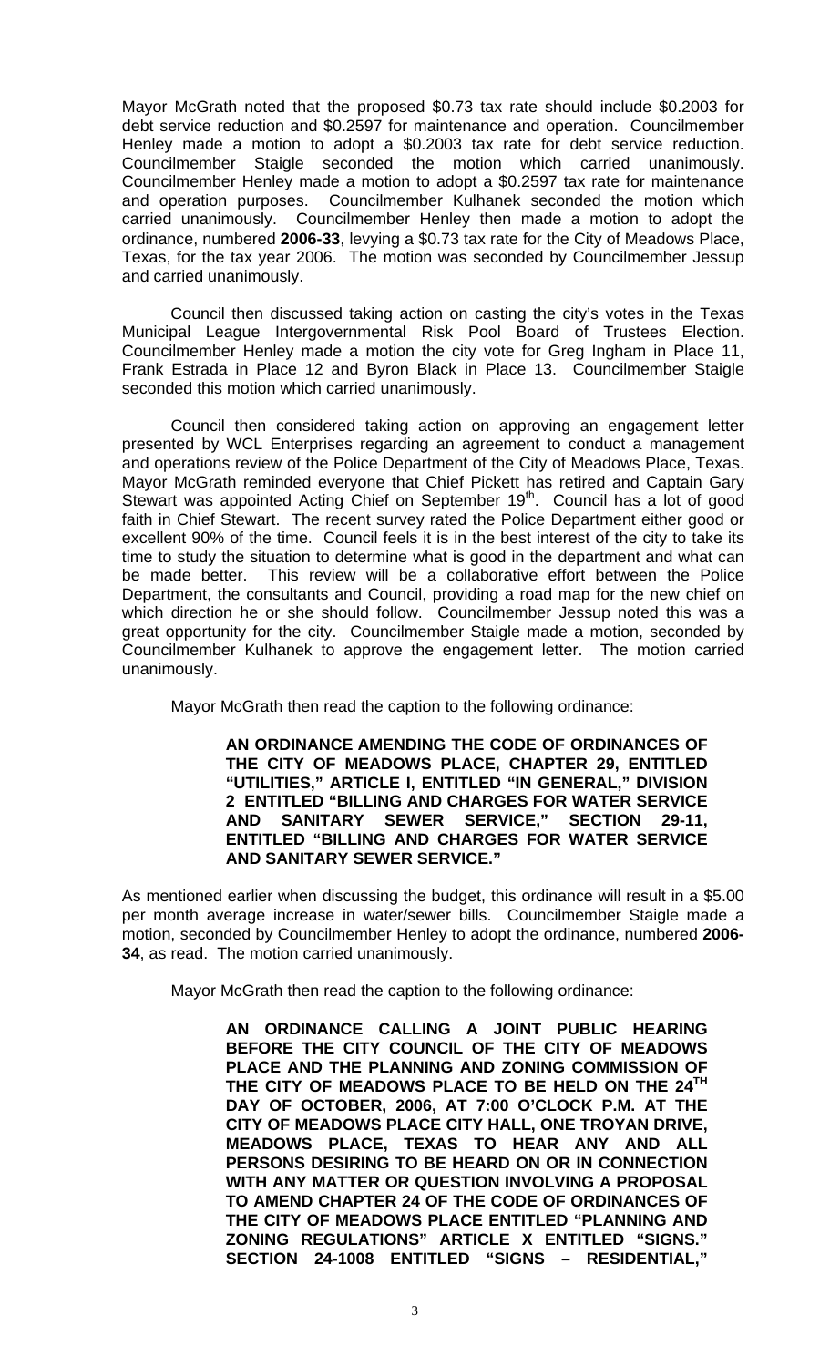Mayor McGrath noted that the proposed \$0.73 tax rate should include \$0.2003 for debt service reduction and \$0.2597 for maintenance and operation. Councilmember Henley made a motion to adopt a \$0.2003 tax rate for debt service reduction. Councilmember Staigle seconded the motion which carried unanimously. Councilmember Henley made a motion to adopt a \$0.2597 tax rate for maintenance and operation purposes. Councilmember Kulhanek seconded the motion which carried unanimously. Councilmember Henley then made a motion to adopt the ordinance, numbered **2006-33**, levying a \$0.73 tax rate for the City of Meadows Place, Texas, for the tax year 2006. The motion was seconded by Councilmember Jessup and carried unanimously.

Council then discussed taking action on casting the city's votes in the Texas Municipal League Intergovernmental Risk Pool Board of Trustees Election. Councilmember Henley made a motion the city vote for Greg Ingham in Place 11, Frank Estrada in Place 12 and Byron Black in Place 13. Councilmember Staigle seconded this motion which carried unanimously.

Council then considered taking action on approving an engagement letter presented by WCL Enterprises regarding an agreement to conduct a management and operations review of the Police Department of the City of Meadows Place, Texas. Mayor McGrath reminded everyone that Chief Pickett has retired and Captain Gary Stewart was appointed Acting Chief on September 19th. Council has a lot of good faith in Chief Stewart. The recent survey rated the Police Department either good or excellent 90% of the time. Council feels it is in the best interest of the city to take its time to study the situation to determine what is good in the department and what can be made better. This review will be a collaborative effort between the Police Department, the consultants and Council, providing a road map for the new chief on which direction he or she should follow. Councilmember Jessup noted this was a great opportunity for the city. Councilmember Staigle made a motion, seconded by Councilmember Kulhanek to approve the engagement letter. The motion carried unanimously.

Mayor McGrath then read the caption to the following ordinance:

> **AN ORDINANCE AMENDING THE CODE OF ORDINANCES OF THE CITY OF MEADOWS PLACE, CHAPTER 29, ENTITLED "UTILITIES," ARTICLE I, ENTITLED "IN GENERAL," DIVISION 2 ENTITLED "BILLING AND CHARGES FOR WATER SERVICE AND SANITARY SEWER SERVICE," SECTION 29-11, ENTITLED "BILLING AND CHARGES FOR WATER SERVICE AND SANITARY SEWER SERVICE."**

As mentioned earlier when discussing the budget, this ordinance will result in a \$5.00 per month average increase in water/sewer bills. Councilmember Staigle made a motion, seconded by Councilmember Henley to adopt the ordinance, numbered **2006-34**, as read. The motion carried unanimously.

Mayor McGrath then read the caption to the following ordinance:

> **AN ORDINANCE CALLING A JOINT PUBLIC HEARING BEFORE THE CITY COUNCIL OF THE CITY OF MEADOWS PLACE AND THE PLANNING AND ZONING COMMISSION OF THE CITY OF MEADOWS PLACE TO BE HELD ON THE 24TH DAY OF OCTOBER, 2006, AT 7:00 O'CLOCK P.M. AT THE CITY OF MEADOWS PLACE CITY HALL, ONE TROYAN DRIVE, MEADOWS PLACE, TEXAS TO HEAR ANY AND ALL PERSONS DESIRING TO BE HEARD ON OR IN CONNECTION WITH ANY MATTER OR QUESTION INVOLVING A PROPOSAL TO AMEND CHAPTER 24 OF THE CODE OF ORDINANCES OF THE CITY OF MEADOWS PLACE ENTITLED "PLANNING AND ZONING REGULATIONS" ARTICLE X ENTITLED "SIGNS." SECTION 24-1008 ENTITLED "SIGNS – RESIDENTIAL,"**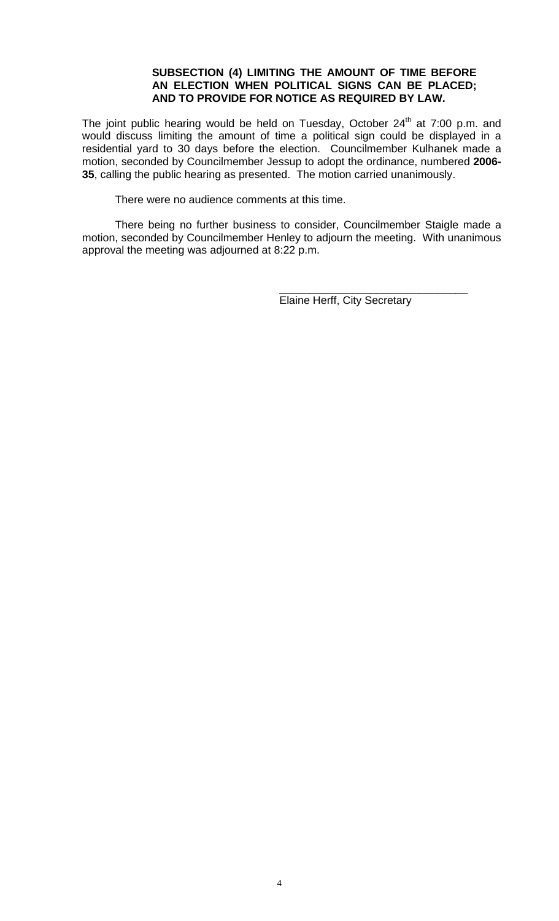**SUBSECTION (4) LIMITING THE AMOUNT OF TIME BEFORE AN ELECTION WHEN POLITICAL SIGNS CAN BE PLACED; AND TO PROVIDE FOR NOTICE AS REQUIRED BY LAW.**

The joint public hearing would be held on Tuesday, October 24th at 7:00 p.m. and would discuss limiting the amount of time a political sign could be displayed in a residential yard to 30 days before the election. Councilmember Kulhanek made a motion, seconded by Councilmember Jessup to adopt the ordinance, numbered **2006-35**, calling the public hearing as presented. The motion carried unanimously.

There were no audience comments at this time.

There being no further business to consider, Councilmember Staigle made a motion, seconded by Councilmember Henley to adjourn the meeting. With unanimous approval the meeting was adjourned at 8:22 p.m.

\_\_\_\_\_\_\_\_\_\_\_\_\_\_\_\_\_\_\_\_\_\_\_\_\_\_\_\_\_\_\_\_

Elaine Herff, City Secretary